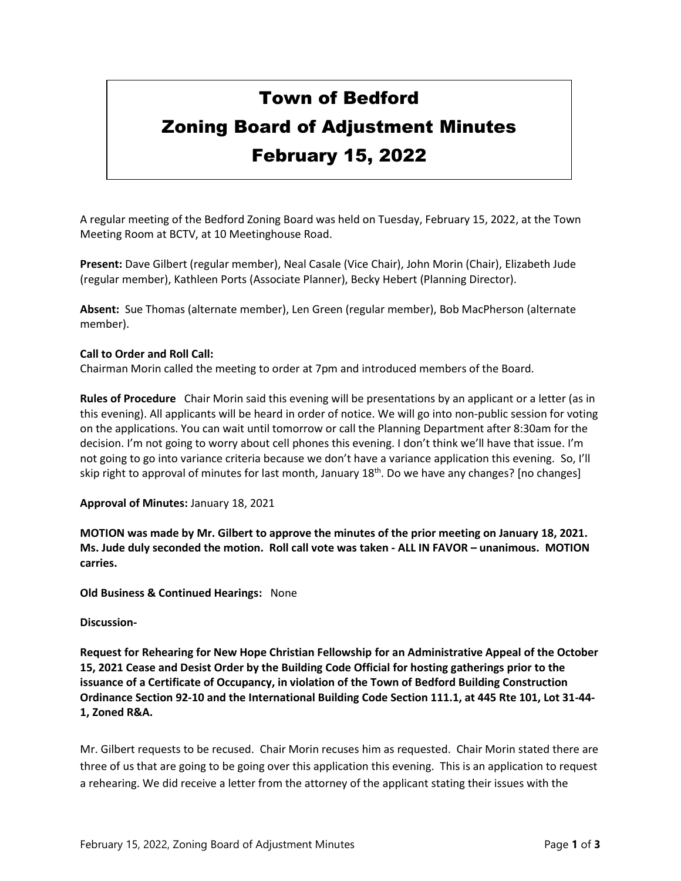# Town of Bedford
# Zoning Board of Adjustment Minutes
# February 15, 2022

A regular meeting of the Bedford Zoning Board was held on Tuesday, February 15, 2022, at the Town Meeting Room at BCTV, at 10 Meetinghouse Road.

**Present:** Dave Gilbert (regular member), Neal Casale (Vice Chair), John Morin (Chair), Elizabeth Jude (regular member), Kathleen Ports (Associate Planner), Becky Hebert (Planning Director).

**Absent:** Sue Thomas (alternate member), Len Green (regular member), Bob MacPherson (alternate member).

**Call to Order and Roll Call:**
Chairman Morin called the meeting to order at 7pm and introduced members of the Board.

**Rules of Procedure** Chair Morin said this evening will be presentations by an applicant or a letter (as in this evening). All applicants will be heard in order of notice. We will go into non-public session for voting on the applications. You can wait until tomorrow or call the Planning Department after 8:30am for the decision. I'm not going to worry about cell phones this evening. I don't think we'll have that issue. I'm not going to go into variance criteria because we don't have a variance application this evening. So, I'll skip right to approval of minutes for last month, January 18th. Do we have any changes? [no changes]

**Approval of Minutes:** January 18, 2021

**MOTION was made by Mr. Gilbert to approve the minutes of the prior meeting on January 18, 2021. Ms. Jude duly seconded the motion. Roll call vote was taken - ALL IN FAVOR – unanimous. MOTION carries.**

**Old Business & Continued Hearings:** None

**Discussion-**

**Request for Rehearing for New Hope Christian Fellowship for an Administrative Appeal of the October 15, 2021 Cease and Desist Order by the Building Code Official for hosting gatherings prior to the issuance of a Certificate of Occupancy, in violation of the Town of Bedford Building Construction Ordinance Section 92-10 and the International Building Code Section 111.1, at 445 Rte 101, Lot 31-44-1, Zoned R&A.**

Mr. Gilbert requests to be recused. Chair Morin recuses him as requested. Chair Morin stated there are three of us that are going to be going over this application this evening. This is an application to request a rehearing. We did receive a letter from the attorney of the applicant stating their issues with the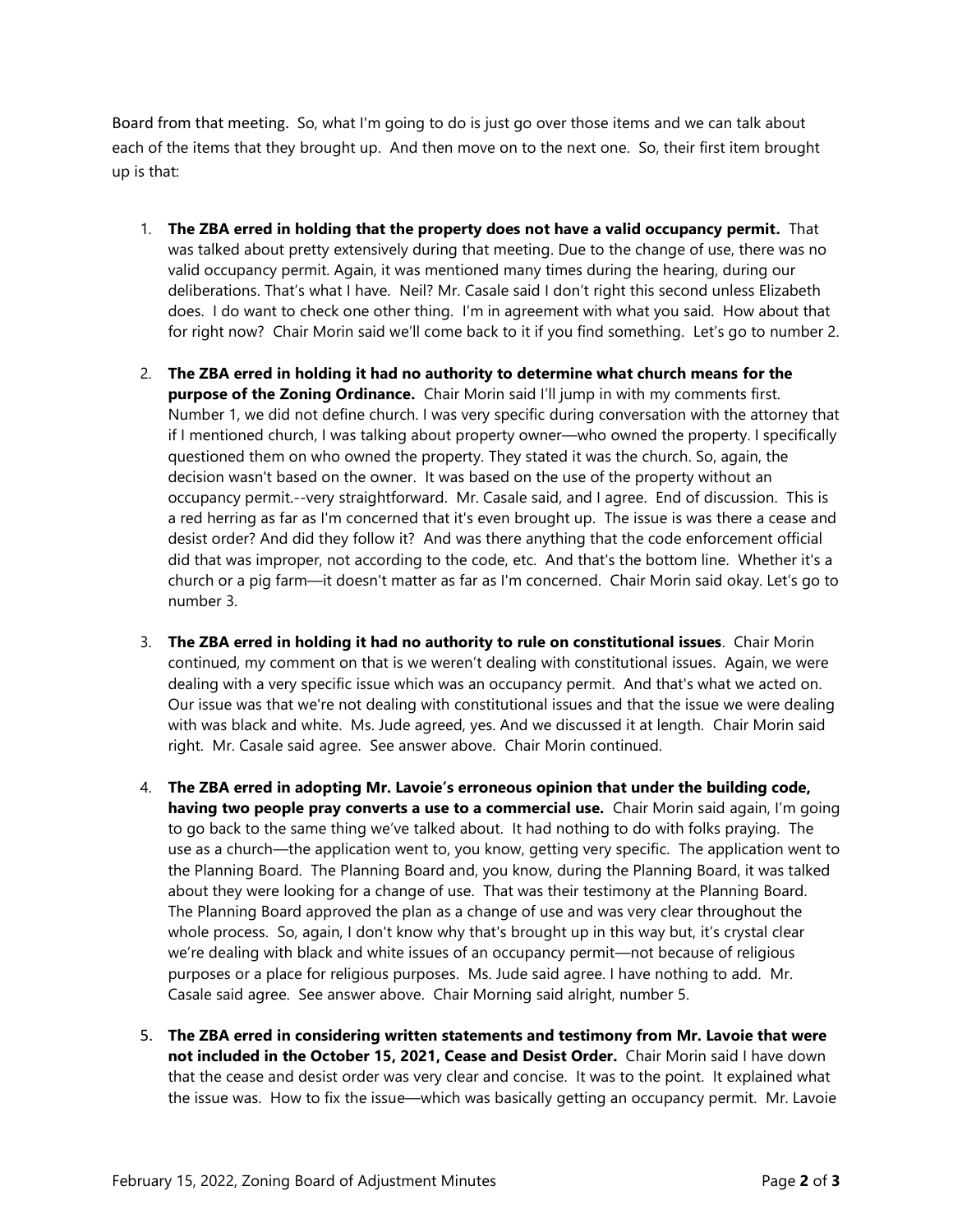Board from that meeting. So, what I'm going to do is just go over those items and we can talk about each of the items that they brought up. And then move on to the next one. So, their first item brought up is that:

1. **The ZBA erred in holding that the property does not have a valid occupancy permit.** That was talked about pretty extensively during that meeting. Due to the change of use, there was no valid occupancy permit. Again, it was mentioned many times during the hearing, during our deliberations. That's what I have. Neil? Mr. Casale said I don't right this second unless Elizabeth does. I do want to check one other thing. I'm in agreement with what you said. How about that for right now? Chair Morin said we'll come back to it if you find something. Let's go to number 2.

2. **The ZBA erred in holding it had no authority to determine what church means for the purpose of the Zoning Ordinance.** Chair Morin said I'll jump in with my comments first. Number 1, we did not define church. I was very specific during conversation with the attorney that if I mentioned church, I was talking about property owner—who owned the property. I specifically questioned them on who owned the property. They stated it was the church. So, again, the decision wasn't based on the owner. It was based on the use of the property without an occupancy permit.--very straightforward. Mr. Casale said, and I agree. End of discussion. This is a red herring as far as I'm concerned that it's even brought up. The issue is was there a cease and desist order? And did they follow it? And was there anything that the code enforcement official did that was improper, not according to the code, etc. And that's the bottom line. Whether it's a church or a pig farm—it doesn't matter as far as I'm concerned. Chair Morin said okay. Let's go to number 3.

3. **The ZBA erred in holding it had no authority to rule on constitutional issues**. Chair Morin continued, my comment on that is we weren't dealing with constitutional issues. Again, we were dealing with a very specific issue which was an occupancy permit. And that's what we acted on. Our issue was that we're not dealing with constitutional issues and that the issue we were dealing with was black and white. Ms. Jude agreed, yes. And we discussed it at length. Chair Morin said right. Mr. Casale said agree. See answer above. Chair Morin continued.

4. **The ZBA erred in adopting Mr. Lavoie's erroneous opinion that under the building code, having two people pray converts a use to a commercial use.** Chair Morin said again, I'm going to go back to the same thing we've talked about. It had nothing to do with folks praying. The use as a church—the application went to, you know, getting very specific. The application went to the Planning Board. The Planning Board and, you know, during the Planning Board, it was talked about they were looking for a change of use. That was their testimony at the Planning Board. The Planning Board approved the plan as a change of use and was very clear throughout the whole process. So, again, I don't know why that's brought up in this way but, it's crystal clear we're dealing with black and white issues of an occupancy permit—not because of religious purposes or a place for religious purposes. Ms. Jude said agree. I have nothing to add. Mr. Casale said agree. See answer above. Chair Morning said alright, number 5.

5. **The ZBA erred in considering written statements and testimony from Mr. Lavoie that were not included in the October 15, 2021, Cease and Desist Order.** Chair Morin said I have down that the cease and desist order was very clear and concise. It was to the point. It explained what the issue was. How to fix the issue—which was basically getting an occupancy permit. Mr. Lavoie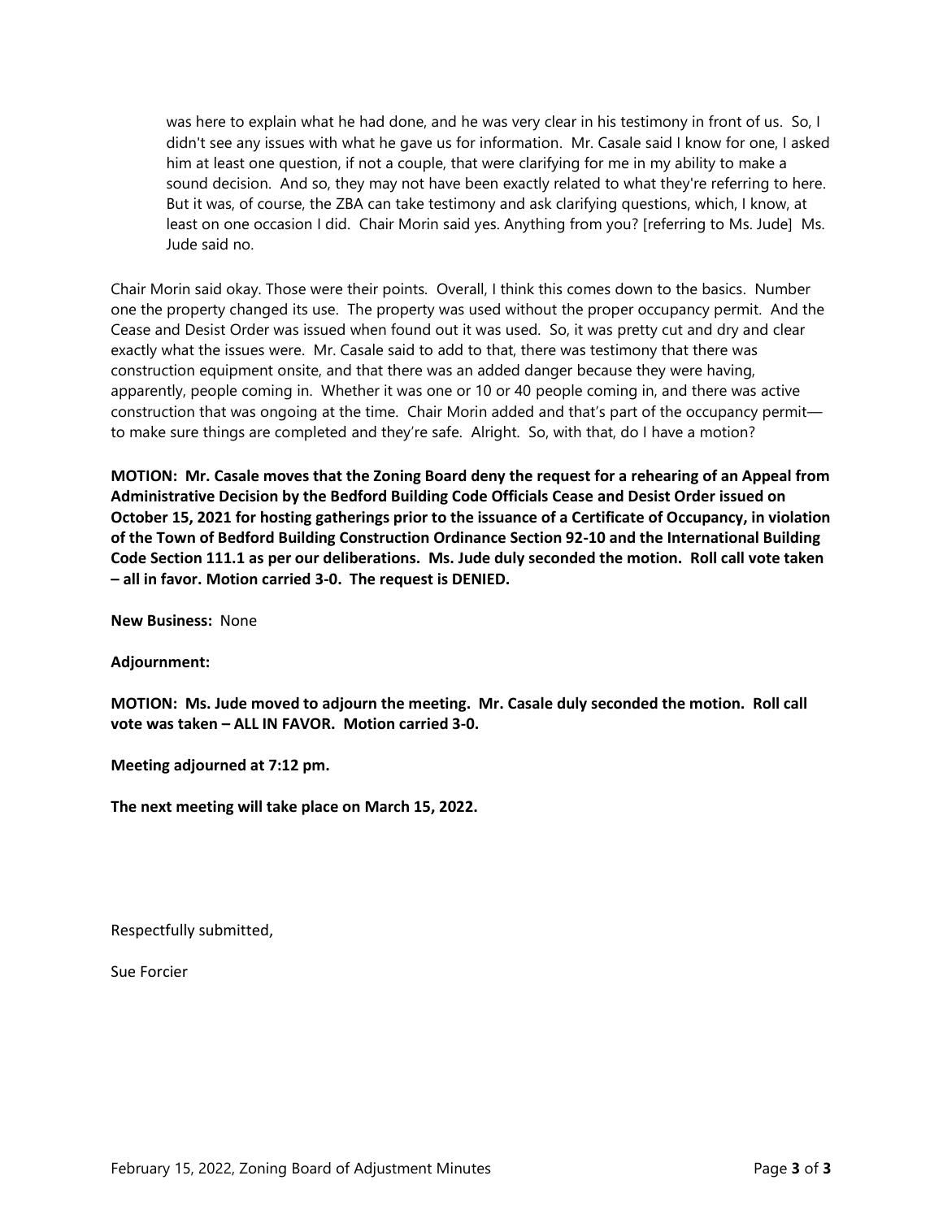was here to explain what he had done, and he was very clear in his testimony in front of us. So, I didn't see any issues with what he gave us for information. Mr. Casale said I know for one, I asked him at least one question, if not a couple, that were clarifying for me in my ability to make a sound decision. And so, they may not have been exactly related to what they're referring to here. But it was, of course, the ZBA can take testimony and ask clarifying questions, which, I know, at least on one occasion I did. Chair Morin said yes. Anything from you? [referring to Ms. Jude] Ms. Jude said no.

Chair Morin said okay. Those were their points. Overall, I think this comes down to the basics. Number one the property changed its use. The property was used without the proper occupancy permit. And the Cease and Desist Order was issued when found out it was used. So, it was pretty cut and dry and clear exactly what the issues were. Mr. Casale said to add to that, there was testimony that there was construction equipment onsite, and that there was an added danger because they were having, apparently, people coming in. Whether it was one or 10 or 40 people coming in, and there was active construction that was ongoing at the time. Chair Morin added and that's part of the occupancy permit—to make sure things are completed and they're safe. Alright. So, with that, do I have a motion?

**MOTION: Mr. Casale moves that the Zoning Board deny the request for a rehearing of an Appeal from Administrative Decision by the Bedford Building Code Officials Cease and Desist Order issued on October 15, 2021 for hosting gatherings prior to the issuance of a Certificate of Occupancy, in violation of the Town of Bedford Building Construction Ordinance Section 92-10 and the International Building Code Section 111.1 as per our deliberations. Ms. Jude duly seconded the motion. Roll call vote taken – all in favor. Motion carried 3-0. The request is DENIED.**

**New Business:** None

**Adjournment:**

**MOTION: Ms. Jude moved to adjourn the meeting. Mr. Casale duly seconded the motion. Roll call vote was taken – ALL IN FAVOR. Motion carried 3-0.**

**Meeting adjourned at 7:12 pm.**

**The next meeting will take place on March 15, 2022.**

Respectfully submitted,

Sue Forcier